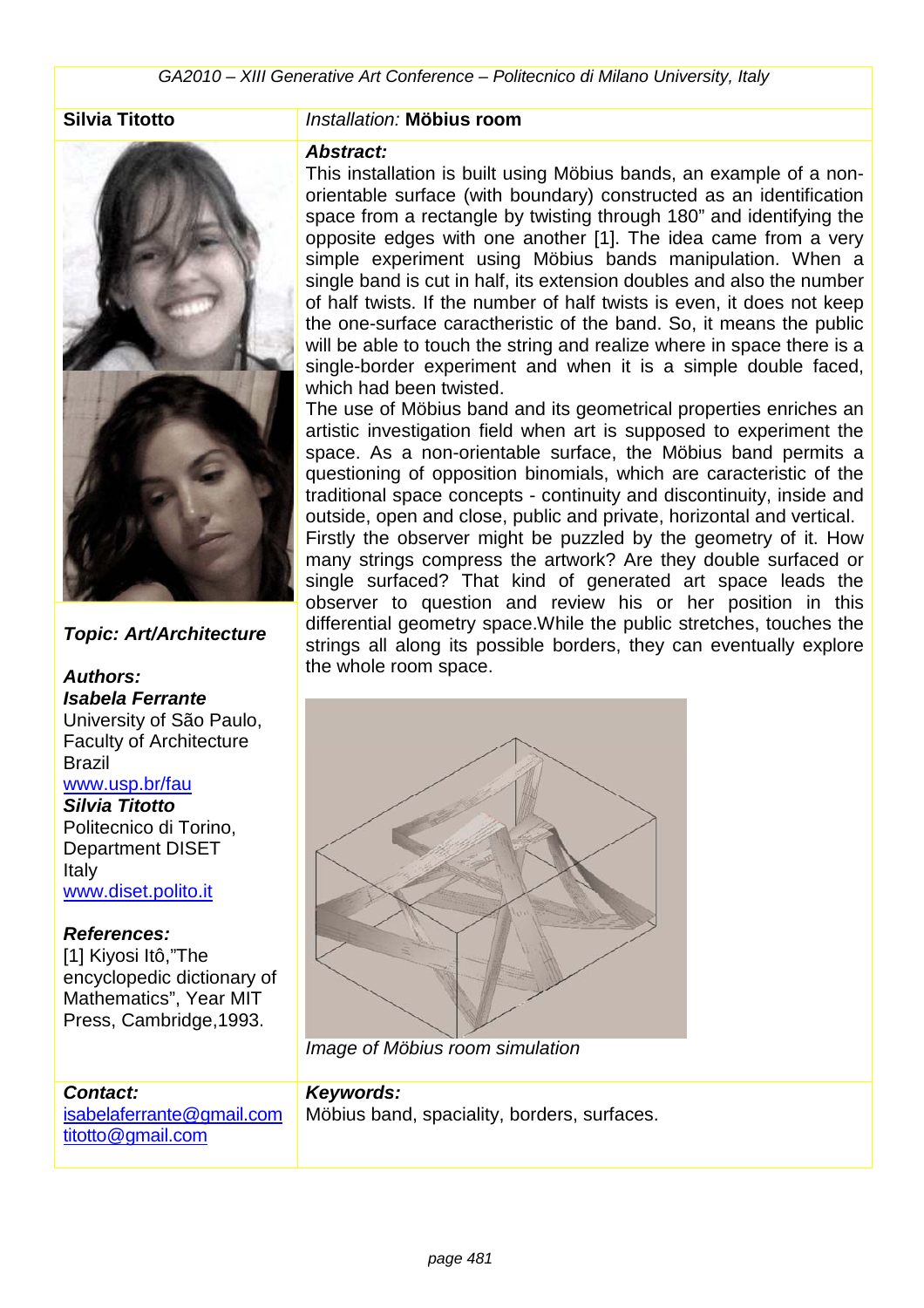**Silvia Titotto** | *Installation:* **Möbius room**

***Topic: Art/Architecture***

***Authors:***

***Isabela Ferrante***
University of São Paulo, Faculty of Architecture
Brazil
www.usp.br/fau

***Silvia Titotto***
Politecnico di Torino, Department DISET
Italy
www.diset.polito.it

***References:***
[1] Kiyosi Itô,"The encyclopedic dictionary of Mathematics", Year MIT Press, Cambridge,1993.

***Abstract:***

This installation is built using Möbius bands, an example of a non-orientable surface (with boundary) constructed as an identification space from a rectangle by twisting through 180" and identifying the opposite edges with one another [1]. The idea came from a very simple experiment using Möbius bands manipulation. When a single band is cut in half, its extension doubles and also the number of half twists. If the number of half twists is even, it does not keep the one-surface caractheristic of the band. So, it means the public will be able to touch the string and realize where in space there is a single-border experiment and when it is a simple double faced, which had been twisted.

The use of Möbius band and its geometrical properties enriches an artistic investigation field when art is supposed to experiment the space. As a non-orientable surface, the Möbius band permits a questioning of opposition binomials, which are caracteristic of the traditional space concepts - continuity and discontinuity, inside and outside, open and close, public and private, horizontal and vertical.

Firstly the observer might be puzzled by the geometry of it. How many strings compress the artwork? Are they double surfaced or single surfaced? That kind of generated art space leads the observer to question and review his or her position in this differential geometry space.While the public stretches, touches the strings all along its possible borders, they can eventually explore the whole room space.

*Image of Möbius room simulation*

***Contact:***
isabelaferrante@gmail.com
titotto@gmail.com

***Keywords:***
Möbius band, speciality, borders, surfaces.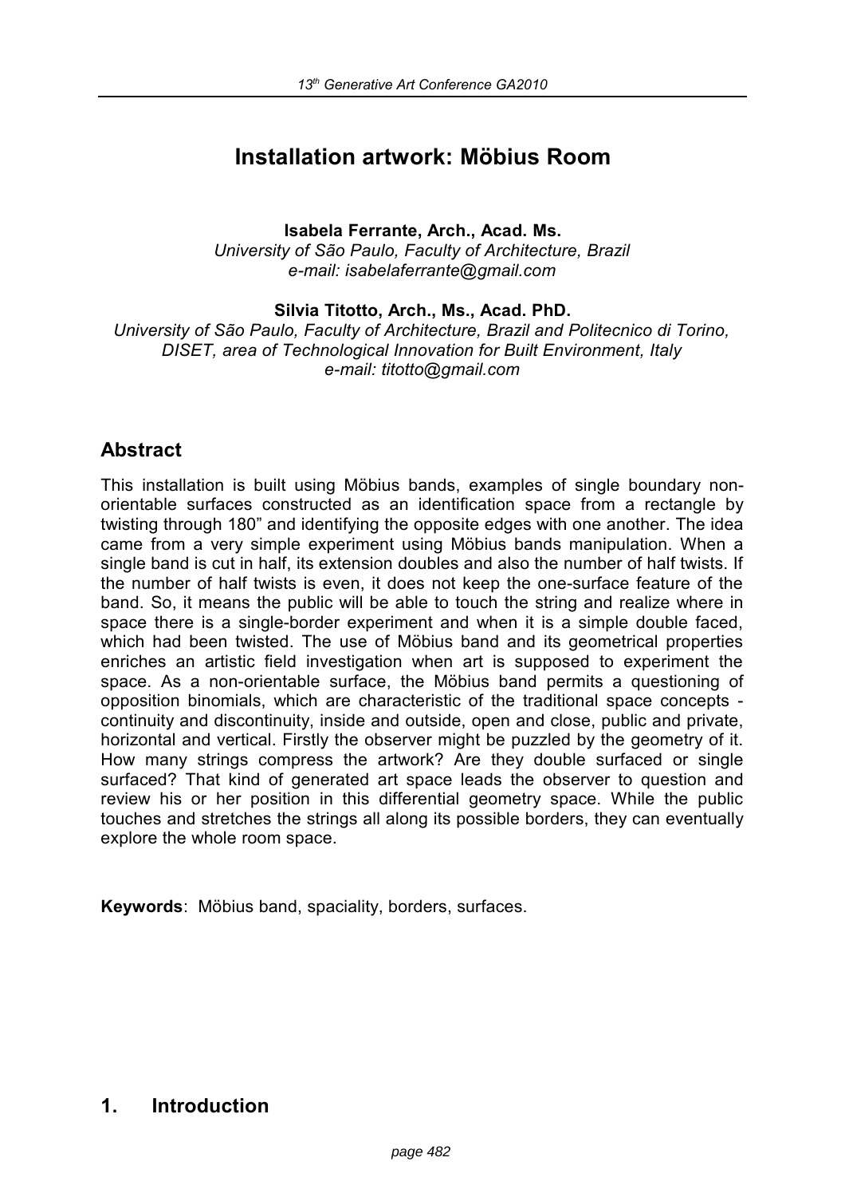# Installation artwork: Möbius Room

**Isabela Ferrante, Arch., Acad. Ms.**
*University of São Paulo, Faculty of Architecture, Brazil*
*e-mail: isabelaferrante@gmail.com*

**Silvia Titotto, Arch., Ms., Acad. PhD.**
*University of São Paulo, Faculty of Architecture, Brazil and Politecnico di Torino, DISET, area of Technological Innovation for Built Environment, Italy*
*e-mail: titotto@gmail.com*

## Abstract

This installation is built using Möbius bands, examples of single boundary non-orientable surfaces constructed as an identification space from a rectangle by twisting through 180" and identifying the opposite edges with one another. The idea came from a very simple experiment using Möbius bands manipulation. When a single band is cut in half, its extension doubles and also the number of half twists. If the number of half twists is even, it does not keep the one-surface feature of the band. So, it means the public will be able to touch the string and realize where in space there is a single-border experiment and when it is a simple double faced, which had been twisted. The use of Möbius band and its geometrical properties enriches an artistic field investigation when art is supposed to experiment the space. As a non-orientable surface, the Möbius band permits a questioning of opposition binomials, which are characteristic of the traditional space concepts - continuity and discontinuity, inside and outside, open and close, public and private, horizontal and vertical. Firstly the observer might be puzzled by the geometry of it. How many strings compress the artwork? Are they double surfaced or single surfaced? That kind of generated art space leads the observer to question and review his or her position in this differential geometry space. While the public touches and stretches the strings all along its possible borders, they can eventually explore the whole room space.

**Keywords**: Möbius band, spaciality, borders, surfaces.

## 1. Introduction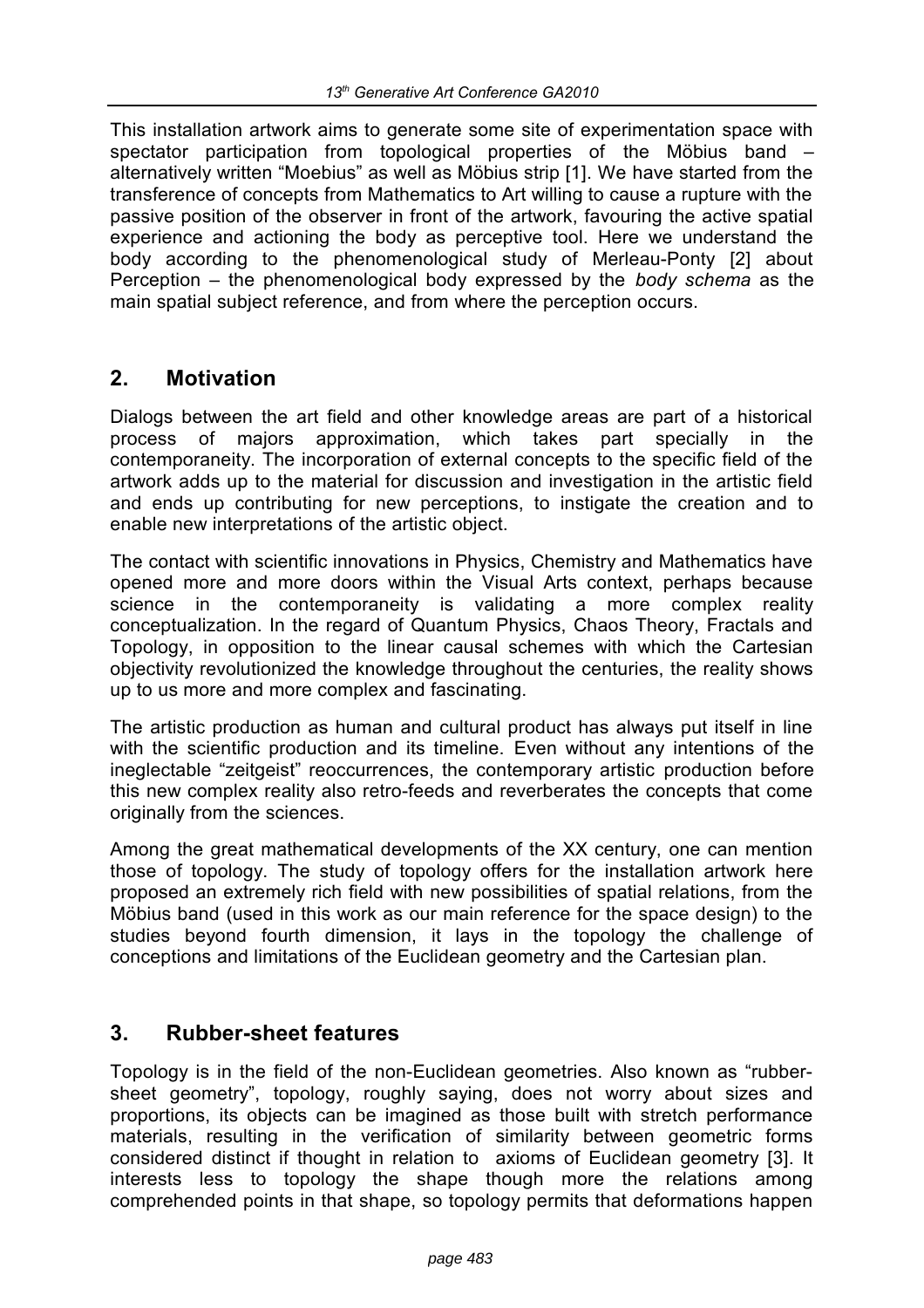This installation artwork aims to generate some site of experimentation space with spectator participation from topological properties of the Möbius band – alternatively written "Moebius" as well as Möbius strip [1]. We have started from the transference of concepts from Mathematics to Art willing to cause a rupture with the passive position of the observer in front of the artwork, favouring the active spatial experience and actioning the body as perceptive tool. Here we understand the body according to the phenomenological study of Merleau-Ponty [2] about Perception – the phenomenological body expressed by the *body schema* as the main spatial subject reference, and from where the perception occurs.

## 2. Motivation

Dialogs between the art field and other knowledge areas are part of a historical process of majors approximation, which takes part specially in the contemporaneity. The incorporation of external concepts to the specific field of the artwork adds up to the material for discussion and investigation in the artistic field and ends up contributing for new perceptions, to instigate the creation and to enable new interpretations of the artistic object.

The contact with scientific innovations in Physics, Chemistry and Mathematics have opened more and more doors within the Visual Arts context, perhaps because science in the contemporaneity is validating a more complex reality conceptualization. In the regard of Quantum Physics, Chaos Theory, Fractals and Topology, in opposition to the linear causal schemes with which the Cartesian objectivity revolutionized the knowledge throughout the centuries, the reality shows up to us more and more complex and fascinating.

The artistic production as human and cultural product has always put itself in line with the scientific production and its timeline. Even without any intentions of the ineglectable "zeitgeist" reoccurrences, the contemporary artistic production before this new complex reality also retro-feeds and reverberates the concepts that come originally from the sciences.

Among the great mathematical developments of the XX century, one can mention those of topology. The study of topology offers for the installation artwork here proposed an extremely rich field with new possibilities of spatial relations, from the Möbius band (used in this work as our main reference for the space design) to the studies beyond fourth dimension, it lays in the topology the challenge of conceptions and limitations of the Euclidean geometry and the Cartesian plan.

## 3. Rubber-sheet features

Topology is in the field of the non-Euclidean geometries. Also known as "rubber-sheet geometry", topology, roughly saying, does not worry about sizes and proportions, its objects can be imagined as those built with stretch performance materials, resulting in the verification of similarity between geometric forms considered distinct if thought in relation to axioms of Euclidean geometry [3]. It interests less to topology the shape though more the relations among comprehended points in that shape, so topology permits that deformations happen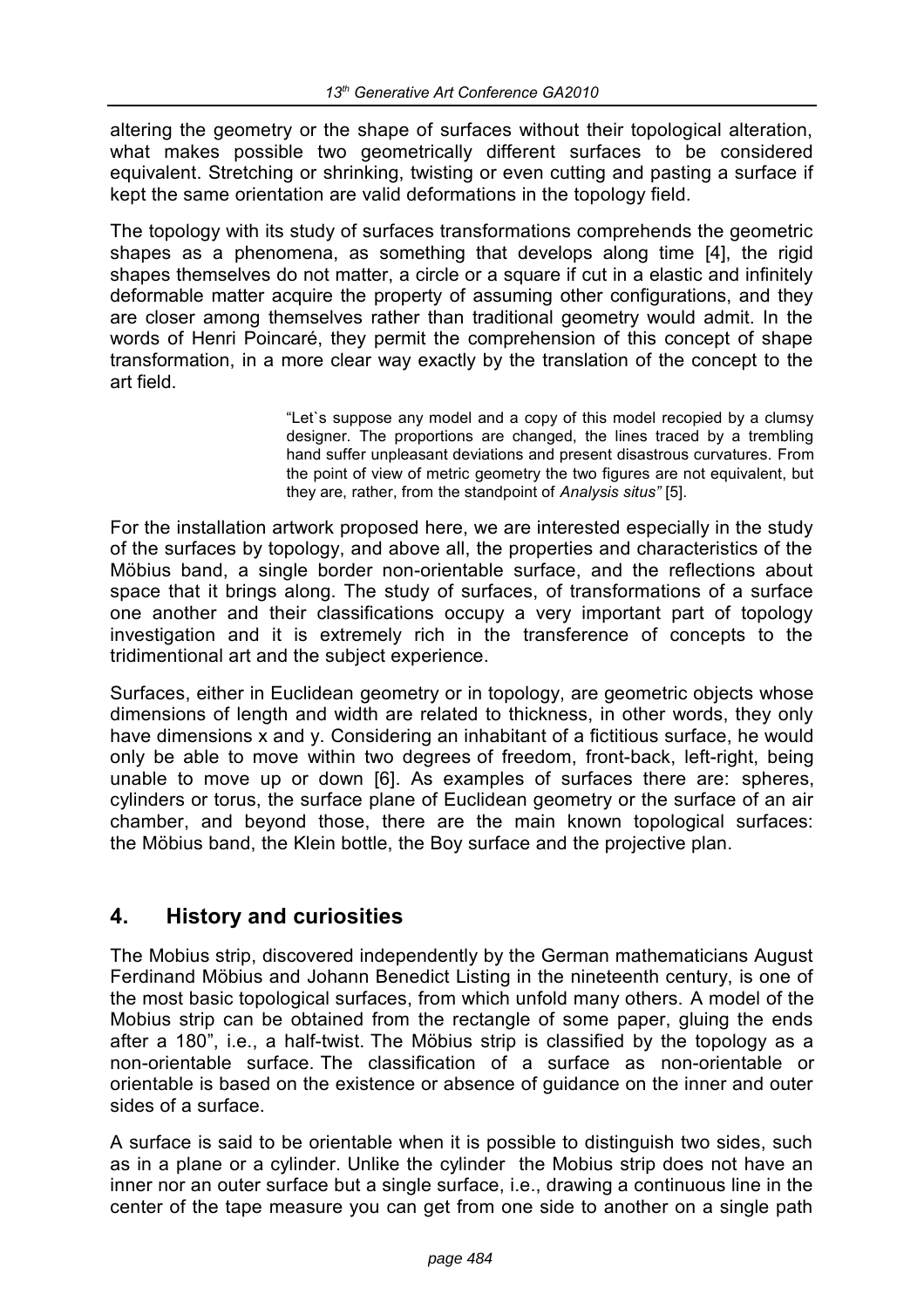altering the geometry or the shape of surfaces without their topological alteration, what makes possible two geometrically different surfaces to be considered equivalent. Stretching or shrinking, twisting or even cutting and pasting a surface if kept the same orientation are valid deformations in the topology field.

The topology with its study of surfaces transformations comprehends the geometric shapes as a phenomena, as something that develops along time [4], the rigid shapes themselves do not matter, a circle or a square if cut in a elastic and infinitely deformable matter acquire the property of assuming other configurations, and they are closer among themselves rather than traditional geometry would admit. In the words of Henri Poincaré, they permit the comprehension of this concept of shape transformation, in a more clear way exactly by the translation of the concept to the art field.

> "Let`s suppose any model and a copy of this model recopied by a clumsy designer. The proportions are changed, the lines traced by a trembling hand suffer unpleasant deviations and present disastrous curvatures. From the point of view of metric geometry the two figures are not equivalent, but they are, rather, from the standpoint of *Analysis situs"* [5].

For the installation artwork proposed here, we are interested especially in the study of the surfaces by topology, and above all, the properties and characteristics of the Möbius band, a single border non-orientable surface, and the reflections about space that it brings along. The study of surfaces, of transformations of a surface one another and their classifications occupy a very important part of topology investigation and it is extremely rich in the transference of concepts to the tridimentional art and the subject experience.

Surfaces, either in Euclidean geometry or in topology, are geometric objects whose dimensions of length and width are related to thickness, in other words, they only have dimensions x and y. Considering an inhabitant of a fictitious surface, he would only be able to move within two degrees of freedom, front-back, left-right, being unable to move up or down [6]. As examples of surfaces there are: spheres, cylinders or torus, the surface plane of Euclidean geometry or the surface of an air chamber, and beyond those, there are the main known topological surfaces: the Möbius band, the Klein bottle, the Boy surface and the projective plan.

## 4. History and curiosities

The Mobius strip, discovered independently by the German mathematicians August Ferdinand Möbius and Johann Benedict Listing in the nineteenth century, is one of the most basic topological surfaces, from which unfold many others. A model of the Mobius strip can be obtained from the rectangle of some paper, gluing the ends after a 180", i.e., a half-twist. The Möbius strip is classified by the topology as a non-orientable surface. The classification of a surface as non-orientable or orientable is based on the existence or absence of guidance on the inner and outer sides of a surface.

A surface is said to be orientable when it is possible to distinguish two sides, such as in a plane or a cylinder. Unlike the cylinder the Mobius strip does not have an inner nor an outer surface but a single surface, i.e., drawing a continuous line in the center of the tape measure you can get from one side to another on a single path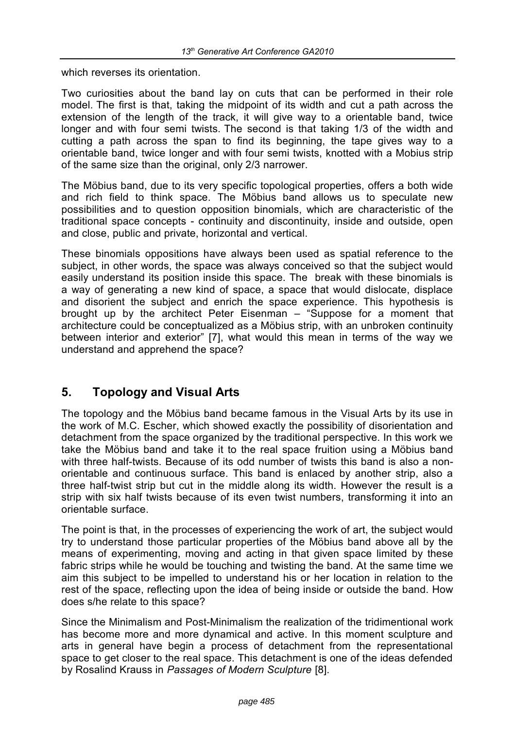which reverses its orientation.

Two curiosities about the band lay on cuts that can be performed in their role model. The first is that, taking the midpoint of its width and cut a path across the extension of the length of the track, it will give way to a orientable band, twice longer and with four semi twists. The second is that taking 1/3 of the width and cutting a path across the span to find its beginning, the tape gives way to a orientable band, twice longer and with four semi twists, knotted with a Mobius strip of the same size than the original, only 2/3 narrower.

The Möbius band, due to its very specific topological properties, offers a both wide and rich field to think space. The Möbius band allows us to speculate new possibilities and to question opposition binomials, which are characteristic of the traditional space concepts - continuity and discontinuity, inside and outside, open and close, public and private, horizontal and vertical.

These binomials oppositions have always been used as spatial reference to the subject, in other words, the space was always conceived so that the subject would easily understand its position inside this space. The break with these binomials is a way of generating a new kind of space, a space that would dislocate, displace and disorient the subject and enrich the space experience. This hypothesis is brought up by the architect Peter Eisenman – "Suppose for a moment that architecture could be conceptualized as a Möbius strip, with an unbroken continuity between interior and exterior" [7], what would this mean in terms of the way we understand and apprehend the space?

## 5. Topology and Visual Arts

The topology and the Möbius band became famous in the Visual Arts by its use in the work of M.C. Escher, which showed exactly the possibility of disorientation and detachment from the space organized by the traditional perspective. In this work we take the Möbius band and take it to the real space fruition using a Möbius band with three half-twists. Because of its odd number of twists this band is also a non-orientable and continuous surface. This band is enlaced by another strip, also a three half-twist strip but cut in the middle along its width. However the result is a strip with six half twists because of its even twist numbers, transforming it into an orientable surface.

The point is that, in the processes of experiencing the work of art, the subject would try to understand those particular properties of the Möbius band above all by the means of experimenting, moving and acting in that given space limited by these fabric strips while he would be touching and twisting the band. At the same time we aim this subject to be impelled to understand his or her location in relation to the rest of the space, reflecting upon the idea of being inside or outside the band. How does s/he relate to this space?

Since the Minimalism and Post-Minimalism the realization of the tridimentional work has become more and more dynamical and active. In this moment sculpture and arts in general have begin a process of detachment from the representational space to get closer to the real space. This detachment is one of the ideas defended by Rosalind Krauss in *Passages of Modern Sculpture* [8].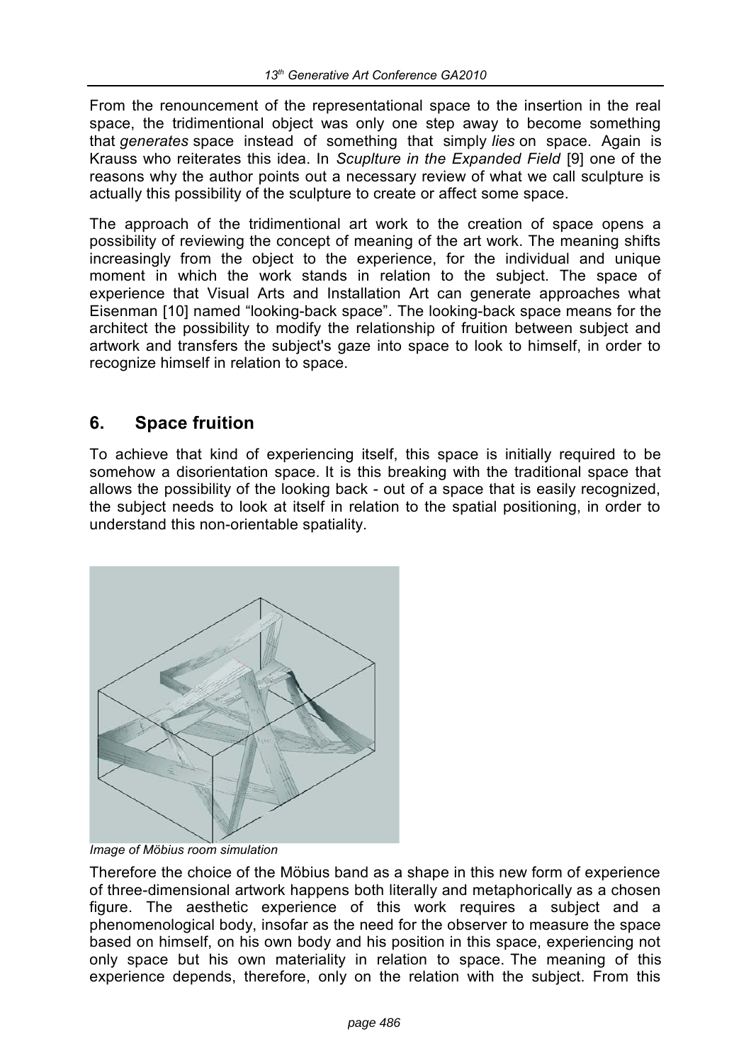From the renouncement of the representational space to the insertion in the real space, the tridimentional object was only one step away to become something that *generates* space instead of something that simply *lies* on space. Again is Krauss who reiterates this idea. In *Scuplture in the Expanded Field* [9] one of the reasons why the author points out a necessary review of what we call sculpture is actually this possibility of the sculpture to create or affect some space.

The approach of the tridimentional art work to the creation of space opens a possibility of reviewing the concept of meaning of the art work. The meaning shifts increasingly from the object to the experience, for the individual and unique moment in which the work stands in relation to the subject. The space of experience that Visual Arts and Installation Art can generate approaches what Eisenman [10] named "looking-back space". The looking-back space means for the architect the possibility to modify the relationship of fruition between subject and artwork and transfers the subject's gaze into space to look to himself, in order to recognize himself in relation to space.

## 6. Space fruition

To achieve that kind of experiencing itself, this space is initially required to be somehow a disorientation space. It is this breaking with the traditional space that allows the possibility of the looking back - out of a space that is easily recognized, the subject needs to look at itself in relation to the spatial positioning, in order to understand this non-orientable spatiality.

*Image of Möbius room simulation*

Therefore the choice of the Möbius band as a shape in this new form of experience of three-dimensional artwork happens both literally and metaphorically as a chosen figure. The aesthetic experience of this work requires a subject and a phenomenological body, insofar as the need for the observer to measure the space based on himself, on his own body and his position in this space, experiencing not only space but his own materiality in relation to space. The meaning of this experience depends, therefore, only on the relation with the subject. From this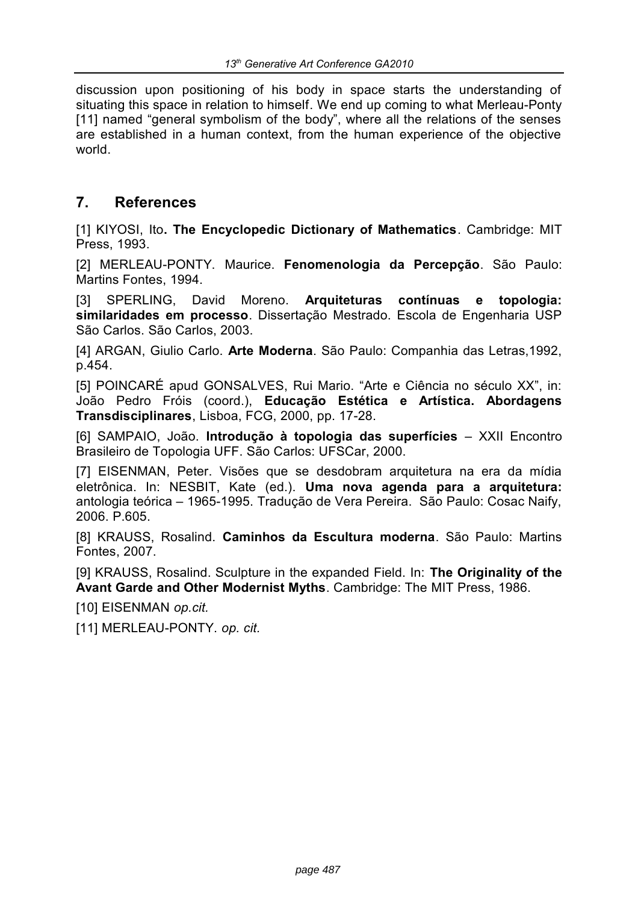discussion upon positioning of his body in space starts the understanding of situating this space in relation to himself. We end up coming to what Merleau-Ponty [11] named "general symbolism of the body", where all the relations of the senses are established in a human context, from the human experience of the objective world.

## 7. References

[1] KIYOSI, Ito**. The Encyclopedic Dictionary of Mathematics**. Cambridge: MIT Press, 1993.

[2] MERLEAU-PONTY. Maurice. **Fenomenologia da Percepção**. São Paulo: Martins Fontes, 1994.

[3] SPERLING, David Moreno. **Arquiteturas contínuas e topologia: similaridades em processo**. Dissertação Mestrado. Escola de Engenharia USP São Carlos. São Carlos, 2003.

[4] ARGAN, Giulio Carlo. **Arte Moderna**. São Paulo: Companhia das Letras,1992, p.454.

[5] POINCARÉ apud GONSALVES, Rui Mario. "Arte e Ciência no século XX", in: João Pedro Fróis (coord.), **Educação Estética e Artística. Abordagens Transdisciplinares**, Lisboa, FCG, 2000, pp. 17-28.

[6] SAMPAIO, João. **Introdução à topologia das superfícies** – XXII Encontro Brasileiro de Topologia UFF. São Carlos: UFSCar, 2000.

[7] EISENMAN, Peter. Visões que se desdobram arquitetura na era da mídia eletrônica. In: NESBIT, Kate (ed.). **Uma nova agenda para a arquitetura:** antologia teórica – 1965-1995. Tradução de Vera Pereira. São Paulo: Cosac Naify, 2006. P.605.

[8] KRAUSS, Rosalind. **Caminhos da Escultura moderna**. São Paulo: Martins Fontes, 2007.

[9] KRAUSS, Rosalind. Sculpture in the expanded Field. In: **The Originality of the Avant Garde and Other Modernist Myths**. Cambridge: The MIT Press, 1986.

[10] EISENMAN *op.cit.*

[11] MERLEAU-PONTY. *op. cit.*